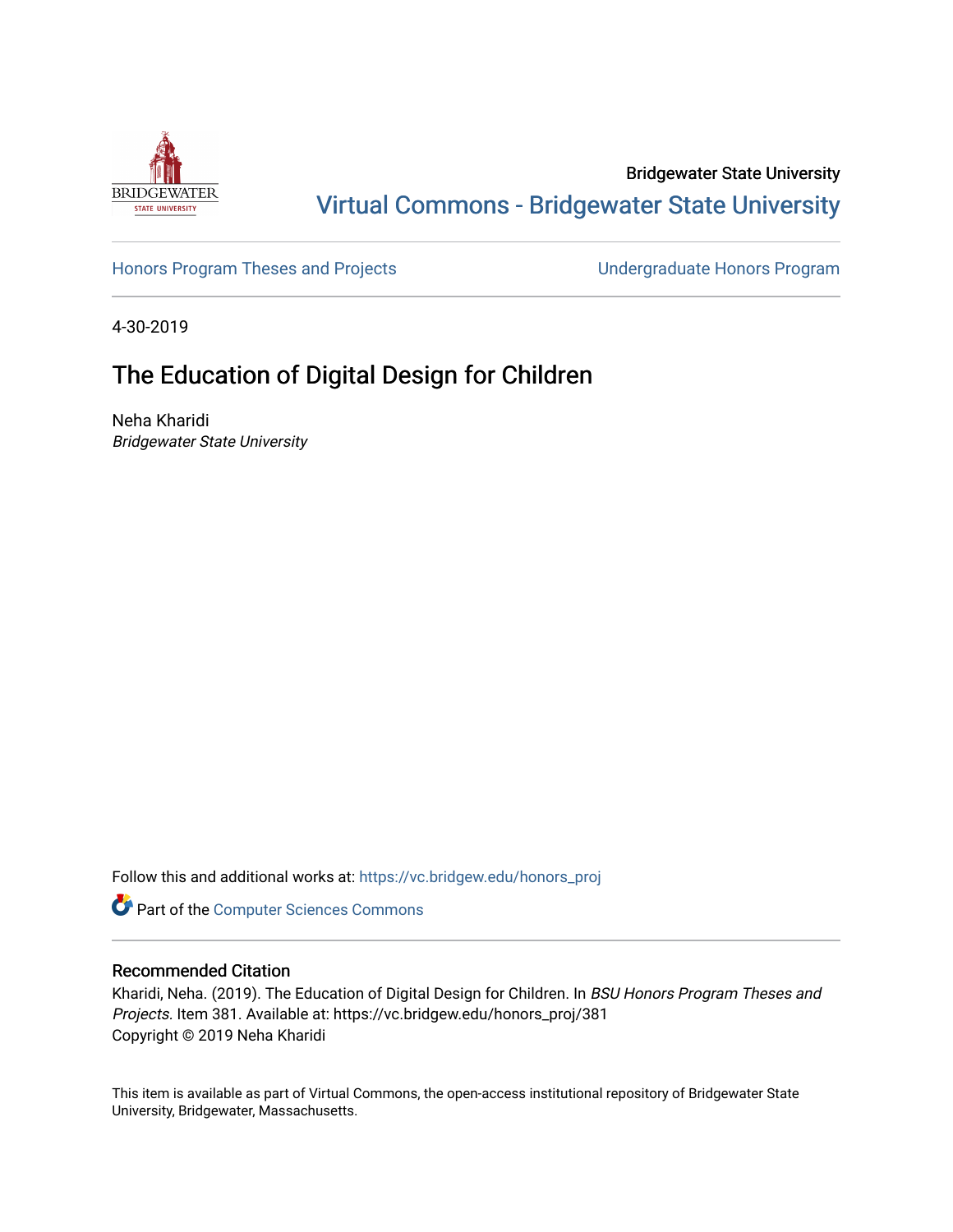Bridgewater State University

# Virtual Commons - Bridgewater State University

Honors Program Theses and Projects

Undergraduate Honors Program

4-30-2019

## The Education of Digital Design for Children

Neha Kharidi
*Bridgewater State University*

Follow this and additional works at: https://vc.bridgew.edu/honors_proj

Part of the Computer Sciences Commons

### Recommended Citation

Kharidi, Neha. (2019). The Education of Digital Design for Children. In *BSU Honors Program Theses and Projects.* Item 381. Available at: https://vc.bridgew.edu/honors_proj/381
Copyright © 2019 Neha Kharidi

This item is available as part of Virtual Commons, the open-access institutional repository of Bridgewater State University, Bridgewater, Massachusetts.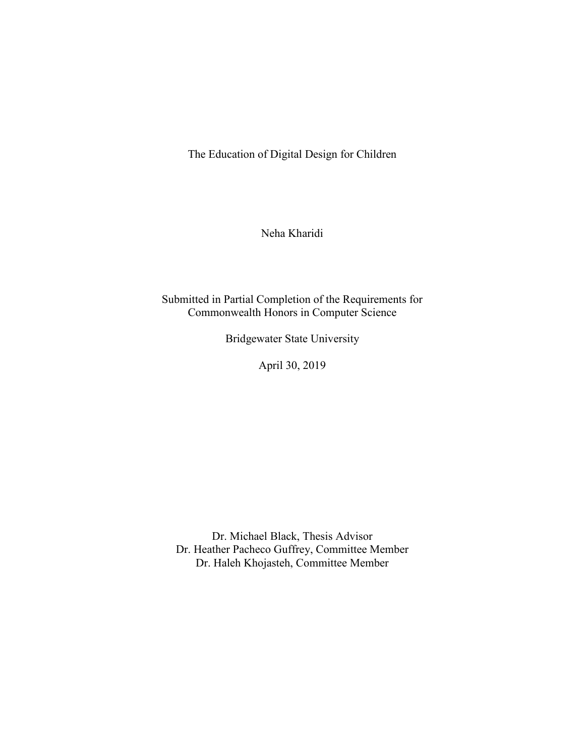# The Education of Digital Design for Children

Neha Kharidi

Submitted in Partial Completion of the Requirements for
Commonwealth Honors in Computer Science

Bridgewater State University

April 30, 2019

Dr. Michael Black, Thesis Advisor
Dr. Heather Pacheco Guffrey, Committee Member
Dr. Haleh Khojasteh, Committee Member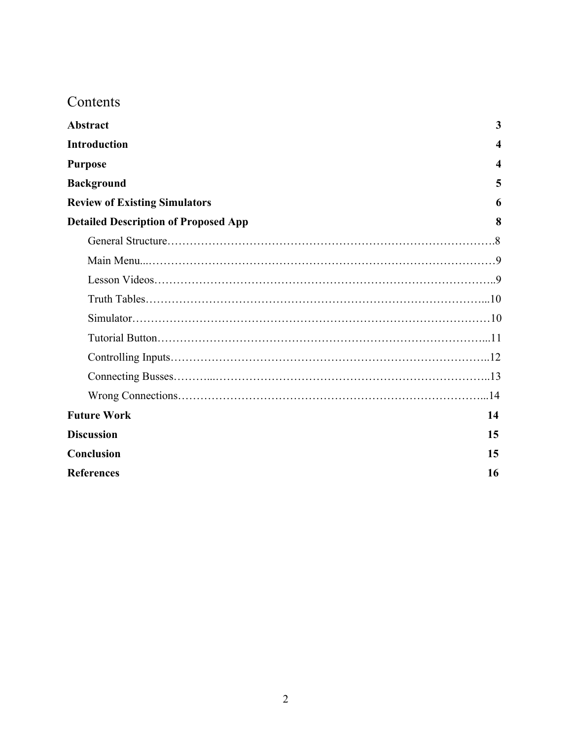# Contents

| | |
|---|---|
| **Abstract** | **3** |
| **Introduction** | **4** |
| **Purpose** | **4** |
| **Background** | **5** |
| **Review of Existing Simulators** | **6** |
| **Detailed Description of Proposed App** | **8** |
| General Structure | 8 |
| Main Menu | 9 |
| Lesson Videos | 9 |
| Truth Tables | 10 |
| Simulator | 10 |
| Tutorial Button | 11 |
| Controlling Inputs | 12 |
| Connecting Busses | 13 |
| Wrong Connections | 14 |
| **Future Work** | **14** |
| **Discussion** | **15** |
| **Conclusion** | **15** |
| **References** | **16** |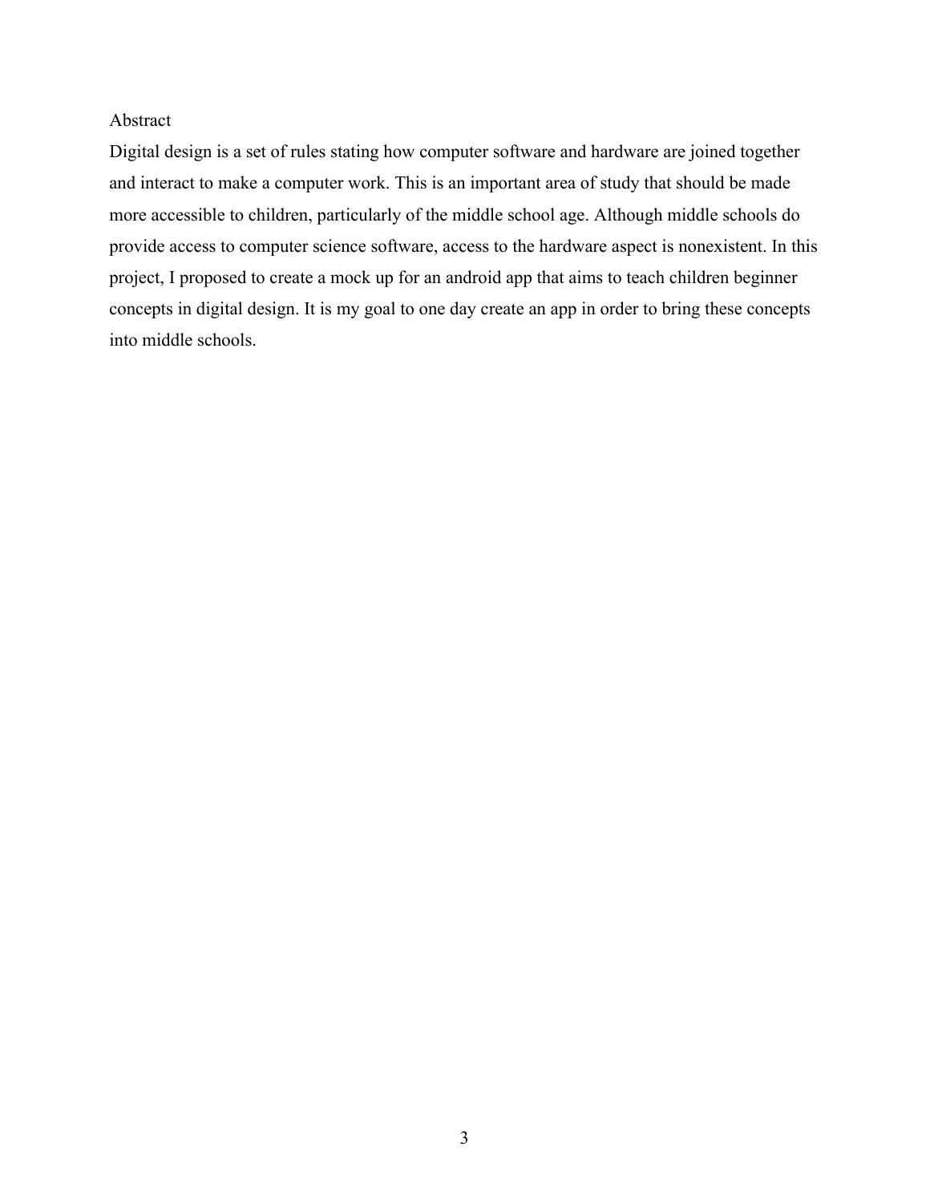## Abstract

Digital design is a set of rules stating how computer software and hardware are joined together and interact to make a computer work. This is an important area of study that should be made more accessible to children, particularly of the middle school age. Although middle schools do provide access to computer science software, access to the hardware aspect is nonexistent. In this project, I proposed to create a mock up for an android app that aims to teach children beginner concepts in digital design. It is my goal to one day create an app in order to bring these concepts into middle schools.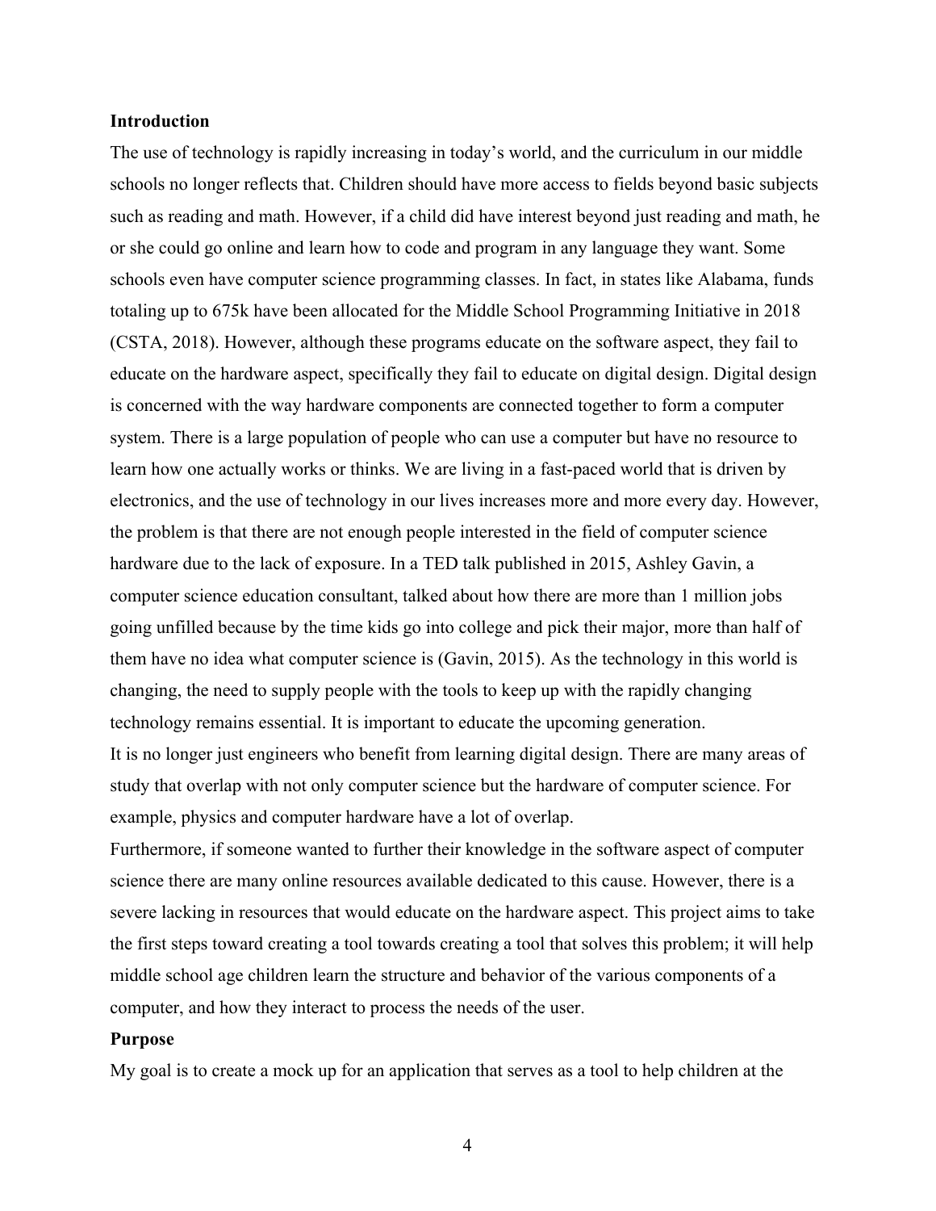## Introduction

The use of technology is rapidly increasing in today's world, and the curriculum in our middle schools no longer reflects that. Children should have more access to fields beyond basic subjects such as reading and math. However, if a child did have interest beyond just reading and math, he or she could go online and learn how to code and program in any language they want. Some schools even have computer science programming classes. In fact, in states like Alabama, funds totaling up to 675k have been allocated for the Middle School Programming Initiative in 2018 (CSTA, 2018). However, although these programs educate on the software aspect, they fail to educate on the hardware aspect, specifically they fail to educate on digital design. Digital design is concerned with the way hardware components are connected together to form a computer system. There is a large population of people who can use a computer but have no resource to learn how one actually works or thinks. We are living in a fast-paced world that is driven by electronics, and the use of technology in our lives increases more and more every day. However, the problem is that there are not enough people interested in the field of computer science hardware due to the lack of exposure. In a TED talk published in 2015, Ashley Gavin, a computer science education consultant, talked about how there are more than 1 million jobs going unfilled because by the time kids go into college and pick their major, more than half of them have no idea what computer science is (Gavin, 2015). As the technology in this world is changing, the need to supply people with the tools to keep up with the rapidly changing technology remains essential. It is important to educate the upcoming generation.

It is no longer just engineers who benefit from learning digital design. There are many areas of study that overlap with not only computer science but the hardware of computer science. For example, physics and computer hardware have a lot of overlap.

Furthermore, if someone wanted to further their knowledge in the software aspect of computer science there are many online resources available dedicated to this cause. However, there is a severe lacking in resources that would educate on the hardware aspect. This project aims to take the first steps toward creating a tool towards creating a tool that solves this problem; it will help middle school age children learn the structure and behavior of the various components of a computer, and how they interact to process the needs of the user.

## Purpose

My goal is to create a mock up for an application that serves as a tool to help children at the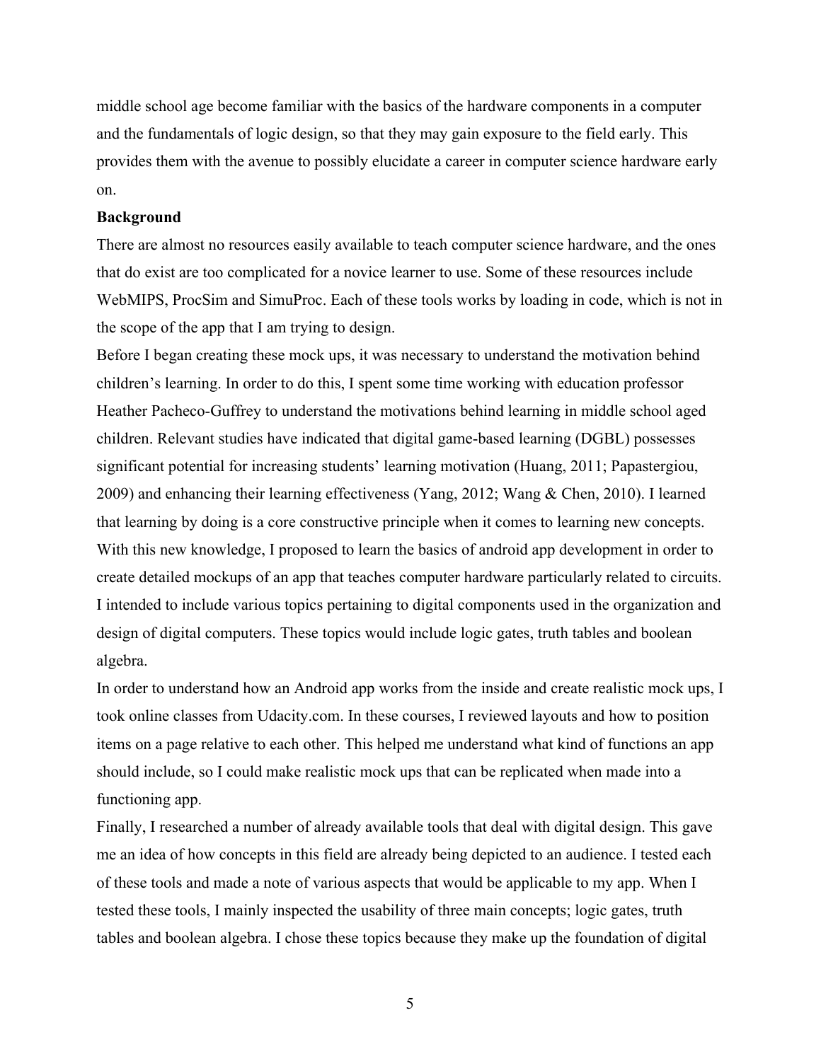middle school age become familiar with the basics of the hardware components in a computer and the fundamentals of logic design, so that they may gain exposure to the field early. This provides them with the avenue to possibly elucidate a career in computer science hardware early on.

**Background**

There are almost no resources easily available to teach computer science hardware, and the ones that do exist are too complicated for a novice learner to use. Some of these resources include WebMIPS, ProcSim and SimuProc. Each of these tools works by loading in code, which is not in the scope of the app that I am trying to design.

Before I began creating these mock ups, it was necessary to understand the motivation behind children's learning. In order to do this, I spent some time working with education professor Heather Pacheco-Guffrey to understand the motivations behind learning in middle school aged children. Relevant studies have indicated that digital game-based learning (DGBL) possesses significant potential for increasing students' learning motivation (Huang, 2011; Papastergiou, 2009) and enhancing their learning effectiveness (Yang, 2012; Wang & Chen, 2010). I learned that learning by doing is a core constructive principle when it comes to learning new concepts. With this new knowledge, I proposed to learn the basics of android app development in order to create detailed mockups of an app that teaches computer hardware particularly related to circuits. I intended to include various topics pertaining to digital components used in the organization and design of digital computers. These topics would include logic gates, truth tables and boolean algebra.

In order to understand how an Android app works from the inside and create realistic mock ups, I took online classes from Udacity.com. In these courses, I reviewed layouts and how to position items on a page relative to each other. This helped me understand what kind of functions an app should include, so I could make realistic mock ups that can be replicated when made into a functioning app.

Finally, I researched a number of already available tools that deal with digital design. This gave me an idea of how concepts in this field are already being depicted to an audience. I tested each of these tools and made a note of various aspects that would be applicable to my app. When I tested these tools, I mainly inspected the usability of three main concepts; logic gates, truth tables and boolean algebra. I chose these topics because they make up the foundation of digital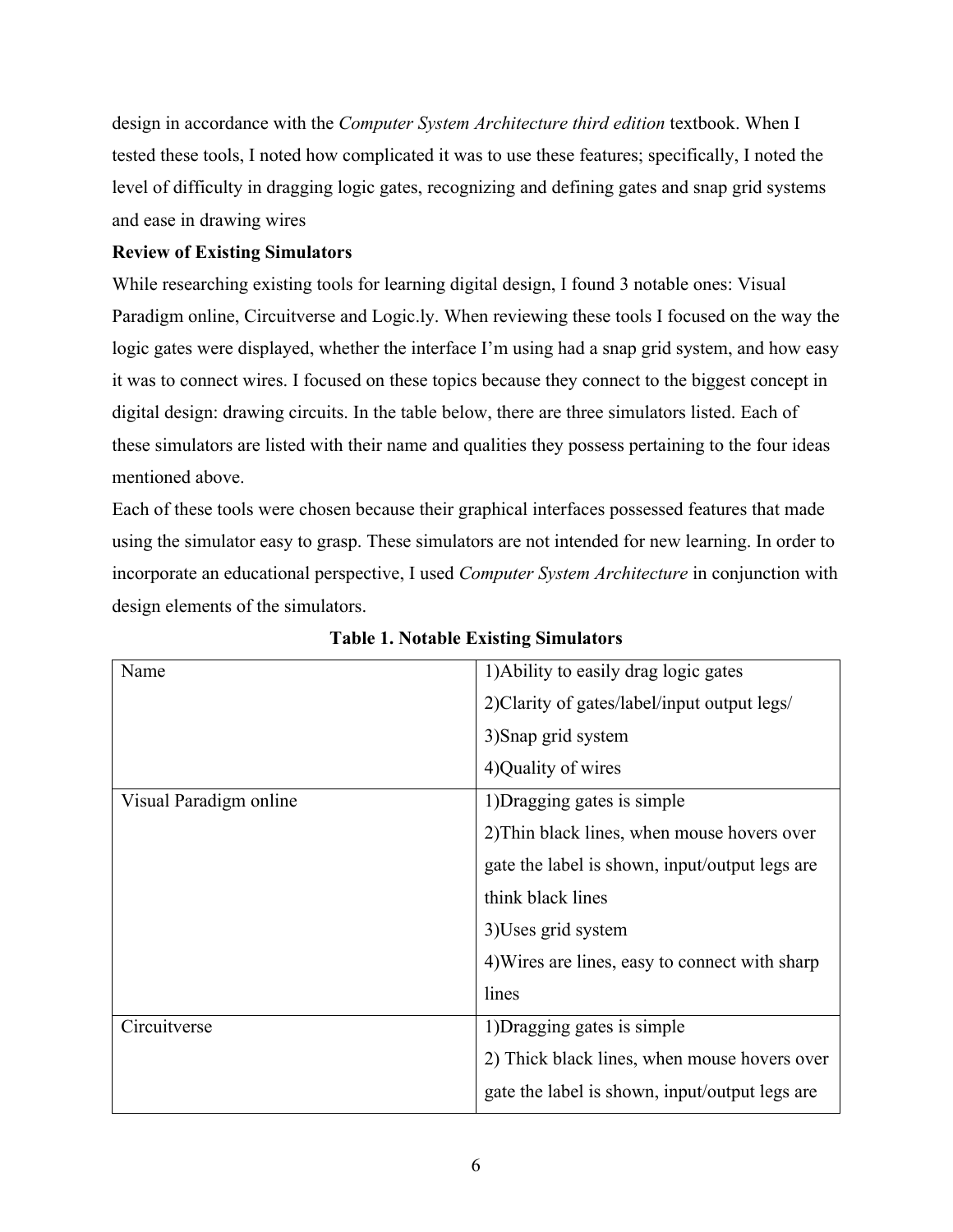design in accordance with the *Computer System Architecture third edition* textbook. When I tested these tools, I noted how complicated it was to use these features; specifically, I noted the level of difficulty in dragging logic gates, recognizing and defining gates and snap grid systems and ease in drawing wires

**Review of Existing Simulators**

While researching existing tools for learning digital design, I found 3 notable ones: Visual Paradigm online, Circuitverse and Logic.ly. When reviewing these tools I focused on the way the logic gates were displayed, whether the interface I'm using had a snap grid system, and how easy it was to connect wires. I focused on these topics because they connect to the biggest concept in digital design: drawing circuits. In the table below, there are three simulators listed. Each of these simulators are listed with their name and qualities they possess pertaining to the four ideas mentioned above.

Each of these tools were chosen because their graphical interfaces possessed features that made using the simulator easy to grasp. These simulators are not intended for new learning. In order to incorporate an educational perspective, I used *Computer System Architecture* in conjunction with design elements of the simulators.

**Table 1. Notable Existing Simulators**

| Name | 1)Ability to easily drag logic gates<br>2)Clarity of gates/label/input output legs/<br>3)Snap grid system<br>4)Quality of wires |
|---|---|
| Visual Paradigm online | 1)Dragging gates is simple<br>2)Thin black lines, when mouse hovers over gate the label is shown, input/output legs are think black lines<br>3)Uses grid system<br>4)Wires are lines, easy to connect with sharp lines |
| Circuitverse | 1)Dragging gates is simple<br>2) Thick black lines, when mouse hovers over gate the label is shown, input/output legs are |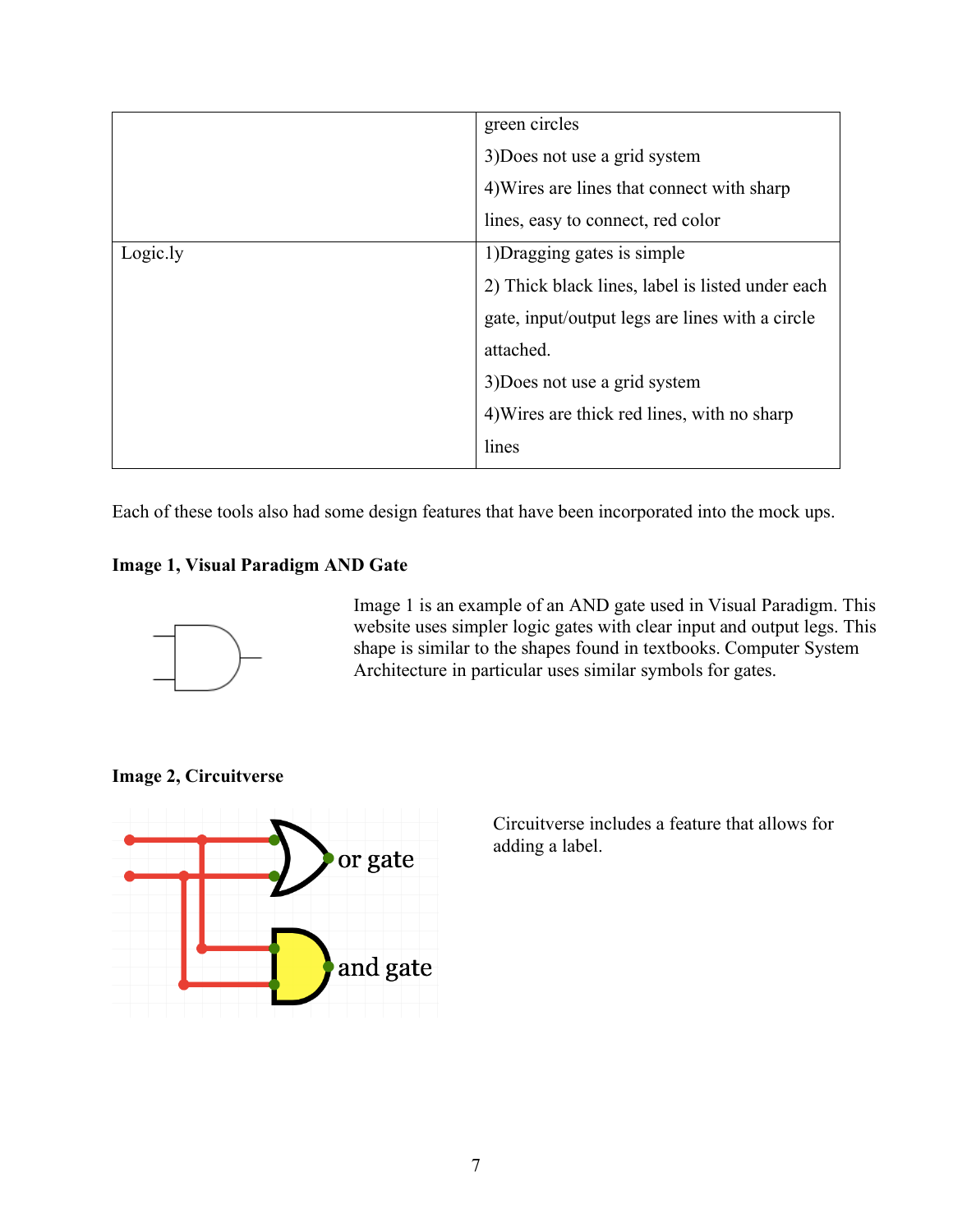|  |  |
| --- | --- |
|  | green circles<br>3)Does not use a grid system<br>4)Wires are lines that connect with sharp lines, easy to connect, red color |
| Logic.ly | 1)Dragging gates is simple<br>2) Thick black lines, label is listed under each gate, input/output legs are lines with a circle attached.<br>3)Does not use a grid system<br>4)Wires are thick red lines, with no sharp lines |

Each of these tools also had some design features that have been incorporated into the mock ups.

**Image 1, Visual Paradigm AND Gate**

Image 1 is an example of an AND gate used in Visual Paradigm. This website uses simpler logic gates with clear input and output legs. This shape is similar to the shapes found in textbooks. Computer System Architecture in particular uses similar symbols for gates.

**Image 2, Circuitverse**

Circuitverse includes a feature that allows for adding a label.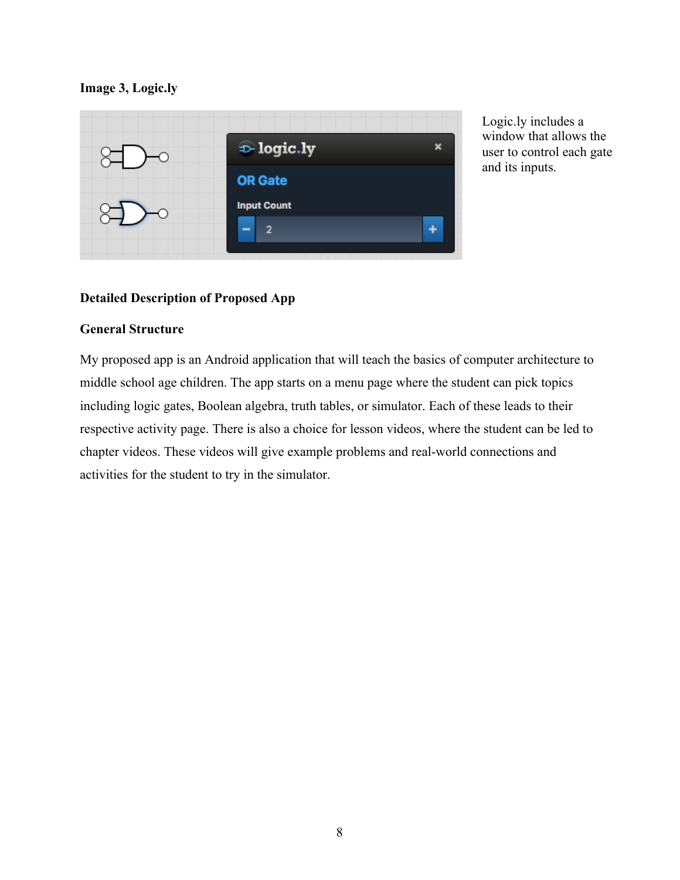**Image 3, Logic.ly**

Logic.ly includes a window that allows the user to control each gate and its inputs.

### Detailed Description of Proposed App

### General Structure

My proposed app is an Android application that will teach the basics of computer architecture to middle school age children. The app starts on a menu page where the student can pick topics including logic gates, Boolean algebra, truth tables, or simulator. Each of these leads to their respective activity page. There is also a choice for lesson videos, where the student can be led to chapter videos. These videos will give example problems and real-world connections and activities for the student to try in the simulator.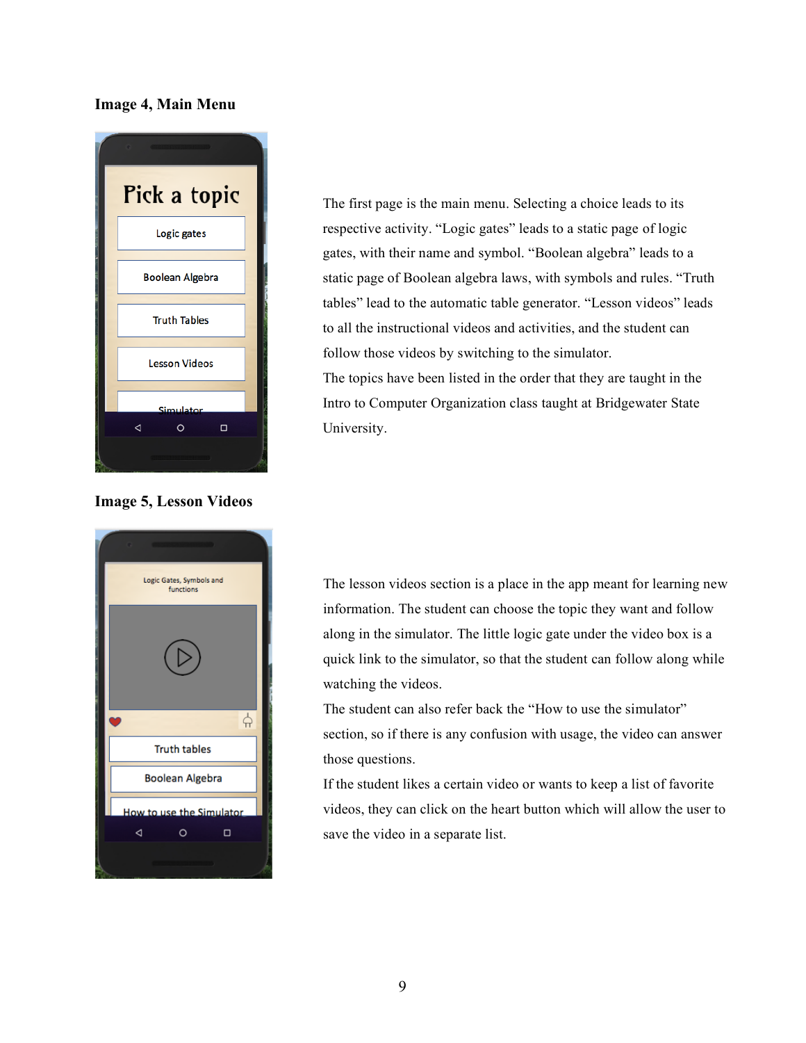**Image 4, Main Menu**

The first page is the main menu. Selecting a choice leads to its respective activity. “Logic gates” leads to a static page of logic gates, with their name and symbol. “Boolean algebra” leads to a static page of Boolean algebra laws, with symbols and rules. “Truth tables” lead to the automatic table generator. “Lesson videos” leads to all the instructional videos and activities, and the student can follow those videos by switching to the simulator.

The topics have been listed in the order that they are taught in the Intro to Computer Organization class taught at Bridgewater State University.

**Image 5, Lesson Videos**

The lesson videos section is a place in the app meant for learning new information. The student can choose the topic they want and follow along in the simulator. The little logic gate under the video box is a quick link to the simulator, so that the student can follow along while watching the videos.

The student can also refer back the “How to use the simulator” section, so if there is any confusion with usage, the video can answer those questions.

If the student likes a certain video or wants to keep a list of favorite videos, they can click on the heart button which will allow the user to save the video in a separate list.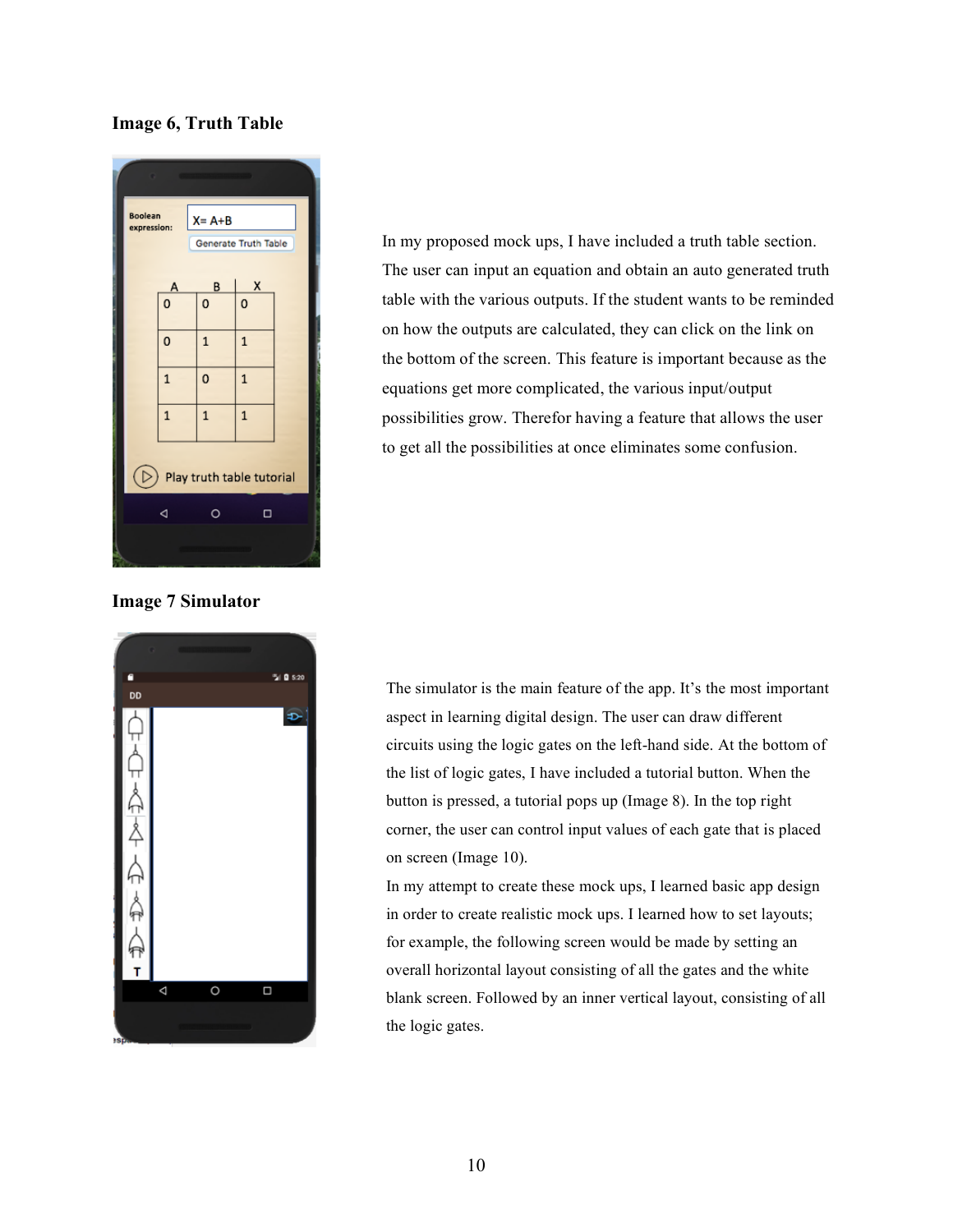**Image 6, Truth Table**

In my proposed mock ups, I have included a truth table section. The user can input an equation and obtain an auto generated truth table with the various outputs. If the student wants to be reminded on how the outputs are calculated, they can click on the link on the bottom of the screen. This feature is important because as the equations get more complicated, the various input/output possibilities grow. Therefor having a feature that allows the user to get all the possibilities at once eliminates some confusion.

**Image 7 Simulator**

The simulator is the main feature of the app. It's the most important aspect in learning digital design. The user can draw different circuits using the logic gates on the left-hand side. At the bottom of the list of logic gates, I have included a tutorial button. When the button is pressed, a tutorial pops up (Image 8). In the top right corner, the user can control input values of each gate that is placed on screen (Image 10).

In my attempt to create these mock ups, I learned basic app design in order to create realistic mock ups. I learned how to set layouts; for example, the following screen would be made by setting an overall horizontal layout consisting of all the gates and the white blank screen. Followed by an inner vertical layout, consisting of all the logic gates.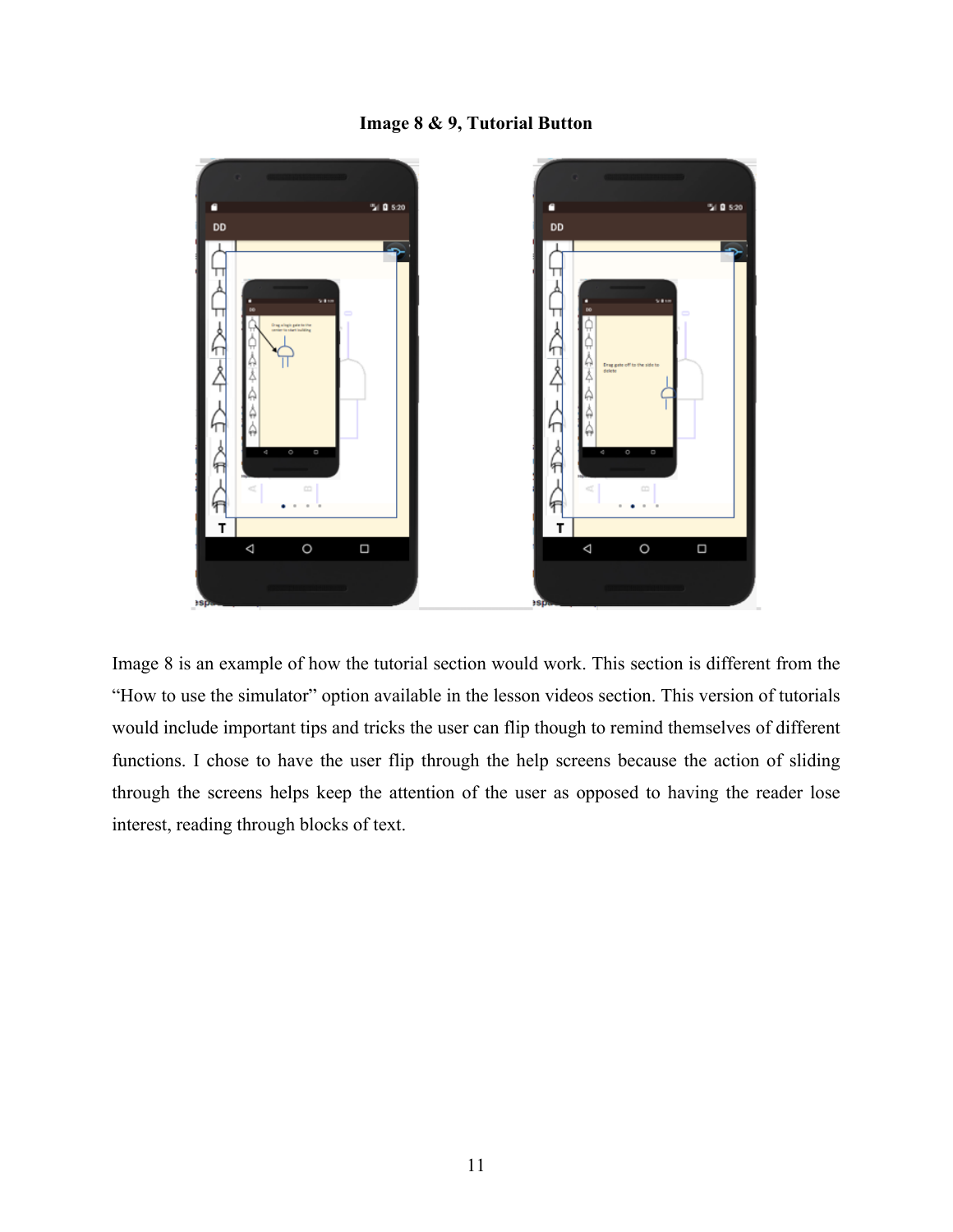**Image 8 & 9, Tutorial Button**

Image 8 is an example of how the tutorial section would work. This section is different from the “How to use the simulator” option available in the lesson videos section. This version of tutorials would include important tips and tricks the user can flip though to remind themselves of different functions. I chose to have the user flip through the help screens because the action of sliding through the screens helps keep the attention of the user as opposed to having the reader lose interest, reading through blocks of text.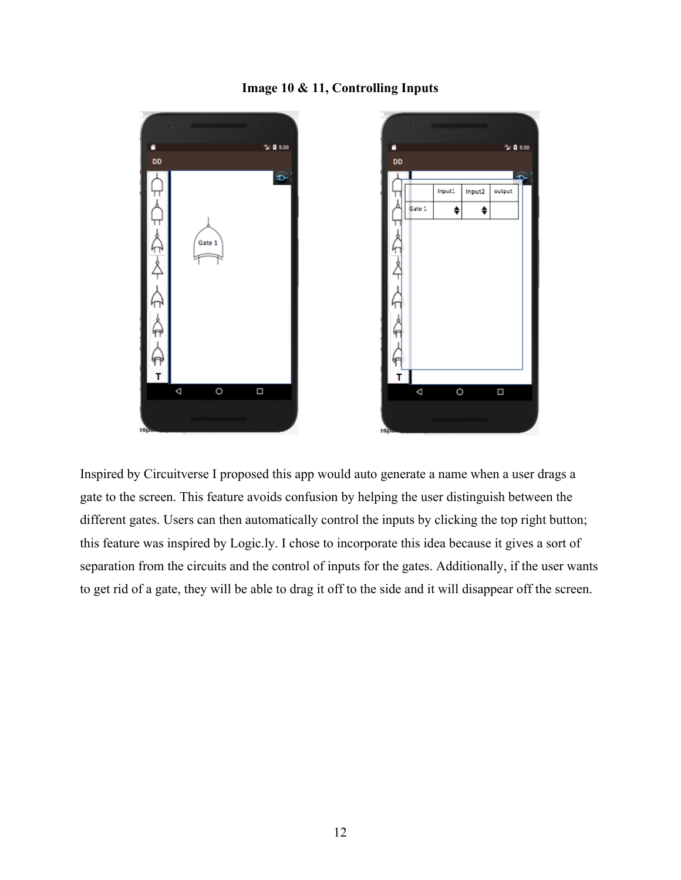**Image 10 & 11, Controlling Inputs**

Inspired by Circuitverse I proposed this app would auto generate a name when a user drags a gate to the screen. This feature avoids confusion by helping the user distinguish between the different gates. Users can then automatically control the inputs by clicking the top right button; this feature was inspired by Logic.ly. I chose to incorporate this idea because it gives a sort of separation from the circuits and the control of inputs for the gates. Additionally, if the user wants to get rid of a gate, they will be able to drag it off to the side and it will disappear off the screen.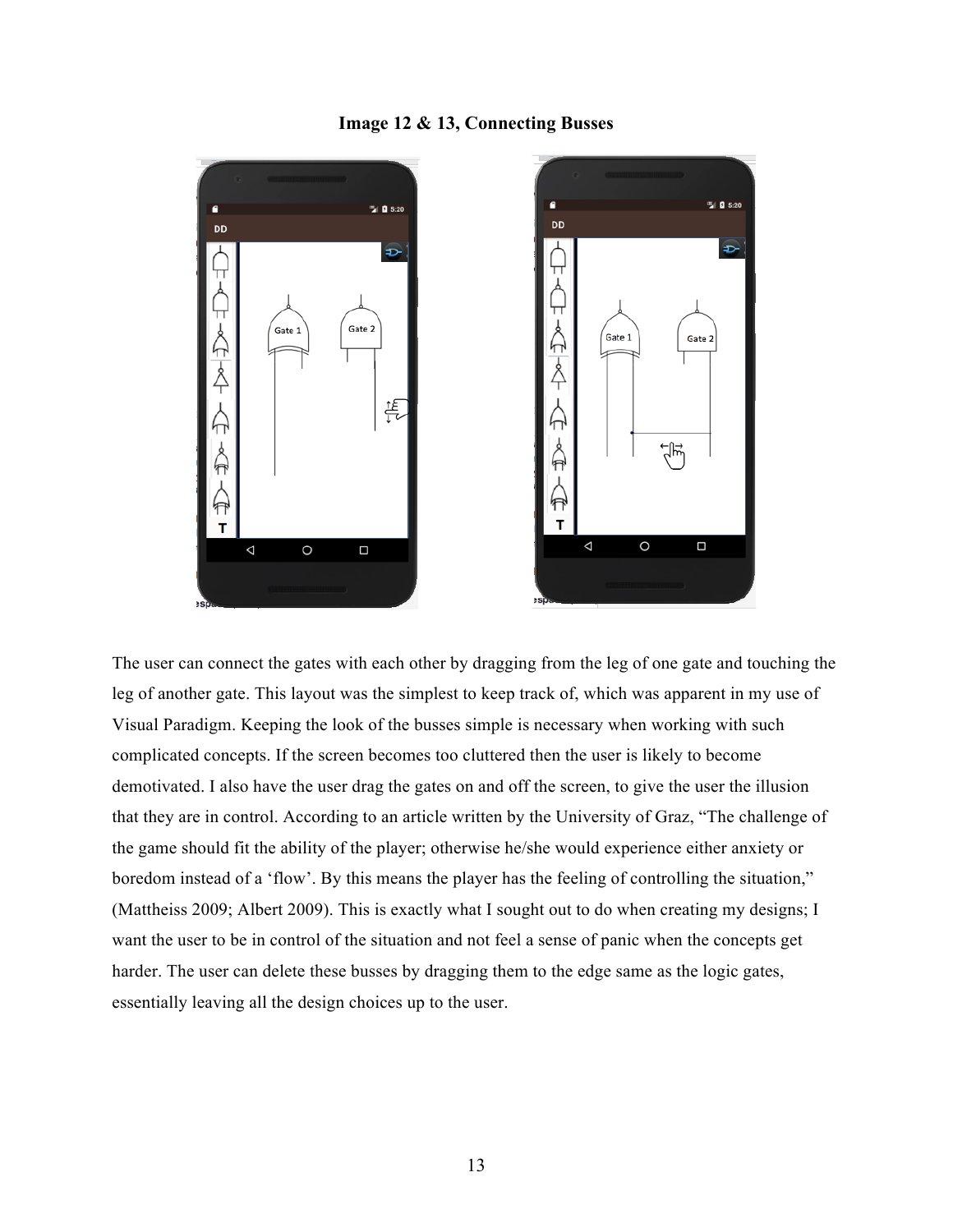**Image 12 & 13, Connecting Busses**

The user can connect the gates with each other by dragging from the leg of one gate and touching the leg of another gate. This layout was the simplest to keep track of, which was apparent in my use of Visual Paradigm. Keeping the look of the busses simple is necessary when working with such complicated concepts. If the screen becomes too cluttered then the user is likely to become demotivated. I also have the user drag the gates on and off the screen, to give the user the illusion that they are in control. According to an article written by the University of Graz, "The challenge of the game should fit the ability of the player; otherwise he/she would experience either anxiety or boredom instead of a 'flow'. By this means the player has the feeling of controlling the situation," (Mattheiss 2009; Albert 2009). This is exactly what I sought out to do when creating my designs; I want the user to be in control of the situation and not feel a sense of panic when the concepts get harder. The user can delete these busses by dragging them to the edge same as the logic gates, essentially leaving all the design choices up to the user.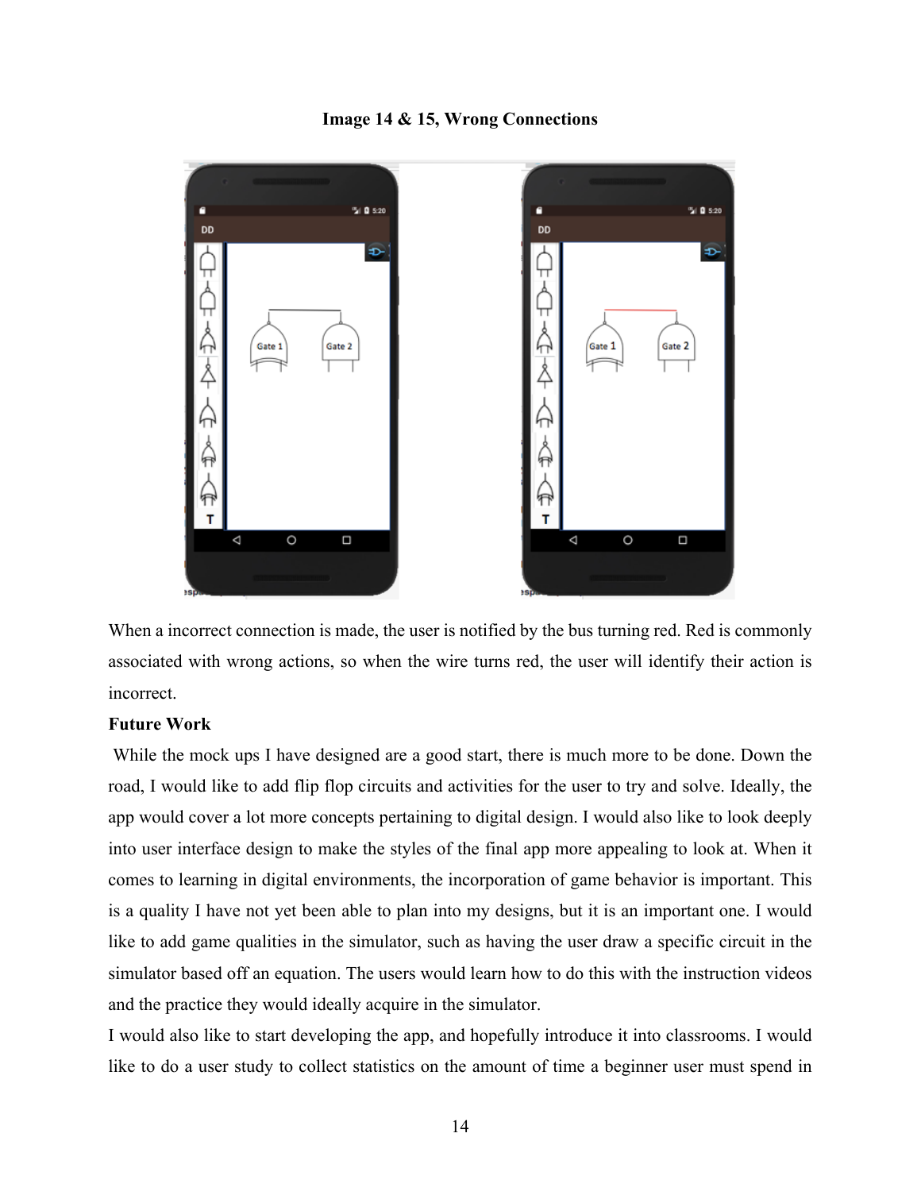**Image 14 & 15, Wrong Connections**

When a incorrect connection is made, the user is notified by the bus turning red. Red is commonly associated with wrong actions, so when the wire turns red, the user will identify their action is incorrect.

**Future Work**

While the mock ups I have designed are a good start, there is much more to be done. Down the road, I would like to add flip flop circuits and activities for the user to try and solve. Ideally, the app would cover a lot more concepts pertaining to digital design. I would also like to look deeply into user interface design to make the styles of the final app more appealing to look at. When it comes to learning in digital environments, the incorporation of game behavior is important. This is a quality I have not yet been able to plan into my designs, but it is an important one. I would like to add game qualities in the simulator, such as having the user draw a specific circuit in the simulator based off an equation. The users would learn how to do this with the instruction videos and the practice they would ideally acquire in the simulator.

I would also like to start developing the app, and hopefully introduce it into classrooms. I would like to do a user study to collect statistics on the amount of time a beginner user must spend in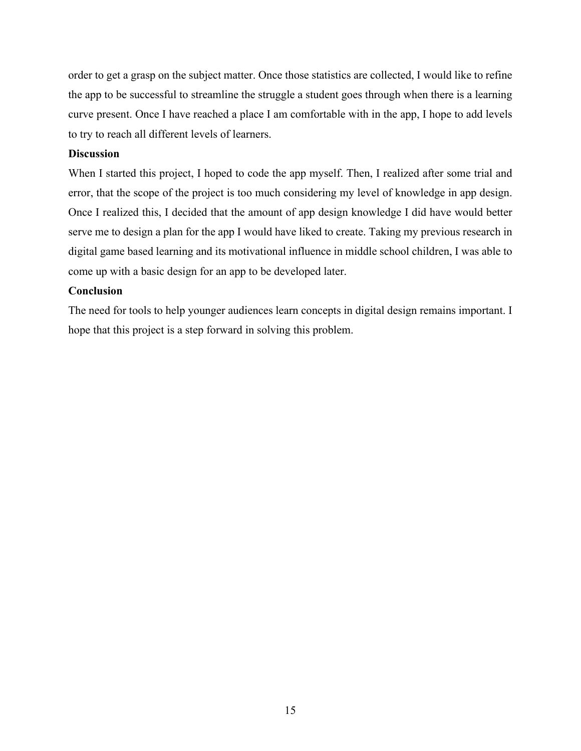order to get a grasp on the subject matter. Once those statistics are collected, I would like to refine the app to be successful to streamline the struggle a student goes through when there is a learning curve present. Once I have reached a place I am comfortable with in the app, I hope to add levels to try to reach all different levels of learners.

**Discussion**

When I started this project, I hoped to code the app myself. Then, I realized after some trial and error, that the scope of the project is too much considering my level of knowledge in app design. Once I realized this, I decided that the amount of app design knowledge I did have would better serve me to design a plan for the app I would have liked to create. Taking my previous research in digital game based learning and its motivational influence in middle school children, I was able to come up with a basic design for an app to be developed later.

**Conclusion**

The need for tools to help younger audiences learn concepts in digital design remains important. I hope that this project is a step forward in solving this problem.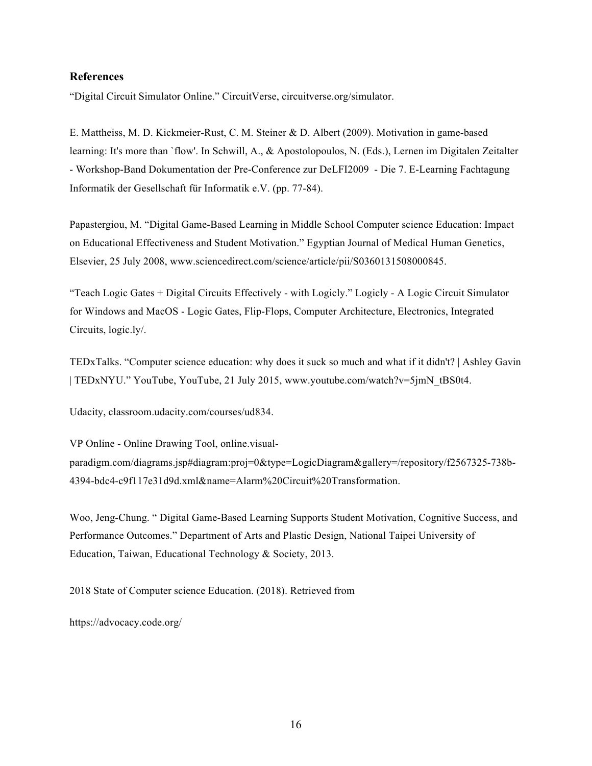### References

"Digital Circuit Simulator Online." CircuitVerse, circuitverse.org/simulator.

E. Mattheiss, M. D. Kickmeier-Rust, C. M. Steiner & D. Albert (2009). Motivation in game-based learning: It's more than `flow'. In Schwill, A., & Apostolopoulos, N. (Eds.), Lernen im Digitalen Zeitalter - Workshop-Band Dokumentation der Pre-Conference zur DeLFI2009 - Die 7. E-Learning Fachtagung Informatik der Gesellschaft für Informatik e.V. (pp. 77-84).

Papastergiou, M. "Digital Game-Based Learning in Middle School Computer science Education: Impact on Educational Effectiveness and Student Motivation." Egyptian Journal of Medical Human Genetics, Elsevier, 25 July 2008, www.sciencedirect.com/science/article/pii/S0360131508000845.

"Teach Logic Gates + Digital Circuits Effectively - with Logicly." Logicly - A Logic Circuit Simulator for Windows and MacOS - Logic Gates, Flip-Flops, Computer Architecture, Electronics, Integrated Circuits, logic.ly/.

TEDxTalks. "Computer science education: why does it suck so much and what if it didn't? | Ashley Gavin | TEDxNYU." YouTube, YouTube, 21 July 2015, www.youtube.com/watch?v=5jmN_tBS0t4.

Udacity, classroom.udacity.com/courses/ud834.

VP Online - Online Drawing Tool, online.visual-paradigm.com/diagrams.jsp#diagram:proj=0&type=LogicDiagram&gallery=/repository/f2567325-738b-4394-bdc4-c9f117e31d9d.xml&name=Alarm%20Circuit%20Transformation.

Woo, Jeng-Chung. " Digital Game-Based Learning Supports Student Motivation, Cognitive Success, and Performance Outcomes." Department of Arts and Plastic Design, National Taipei University of Education, Taiwan, Educational Technology & Society, 2013.

2018 State of Computer science Education. (2018). Retrieved from

https://advocacy.code.org/